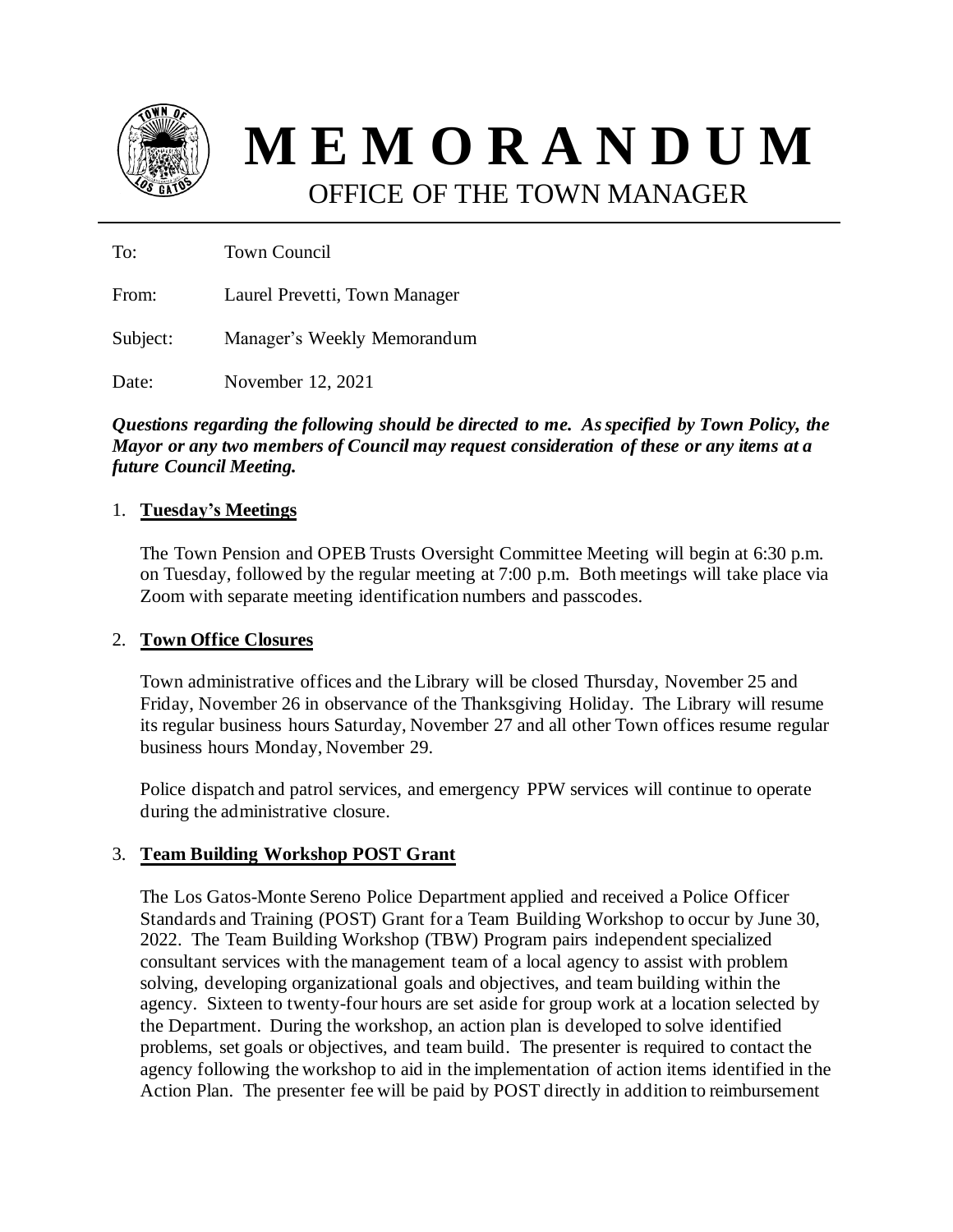# MEMORANDUM

## OFFICE OF THE TOWN MANAGER

To: Town Council

From: Laurel Prevetti, Town Manager

Subject: Manager's Weekly Memorandum

Date: November 12, 2021

***Questions regarding the following should be directed to me. As specified by Town Policy, the Mayor or any two members of Council may request consideration of these or any items at a future Council Meeting.***

1. **Tuesday's Meetings**

   The Town Pension and OPEB Trusts Oversight Committee Meeting will begin at 6:30 p.m. on Tuesday, followed by the regular meeting at 7:00 p.m. Both meetings will take place via Zoom with separate meeting identification numbers and passcodes.

2. **Town Office Closures**

   Town administrative offices and the Library will be closed Thursday, November 25 and Friday, November 26 in observance of the Thanksgiving Holiday. The Library will resume its regular business hours Saturday, November 27 and all other Town offices resume regular business hours Monday, November 29.

   Police dispatch and patrol services, and emergency PPW services will continue to operate during the administrative closure.

3. **Team Building Workshop POST Grant**

   The Los Gatos-Monte Sereno Police Department applied and received a Police Officer Standards and Training (POST) Grant for a Team Building Workshop to occur by June 30, 2022. The Team Building Workshop (TBW) Program pairs independent specialized consultant services with the management team of a local agency to assist with problem solving, developing organizational goals and objectives, and team building within the agency. Sixteen to twenty-four hours are set aside for group work at a location selected by the Department. During the workshop, an action plan is developed to solve identified problems, set goals or objectives, and team build. The presenter is required to contact the agency following the workshop to aid in the implementation of action items identified in the Action Plan. The presenter fee will be paid by POST directly in addition to reimbursement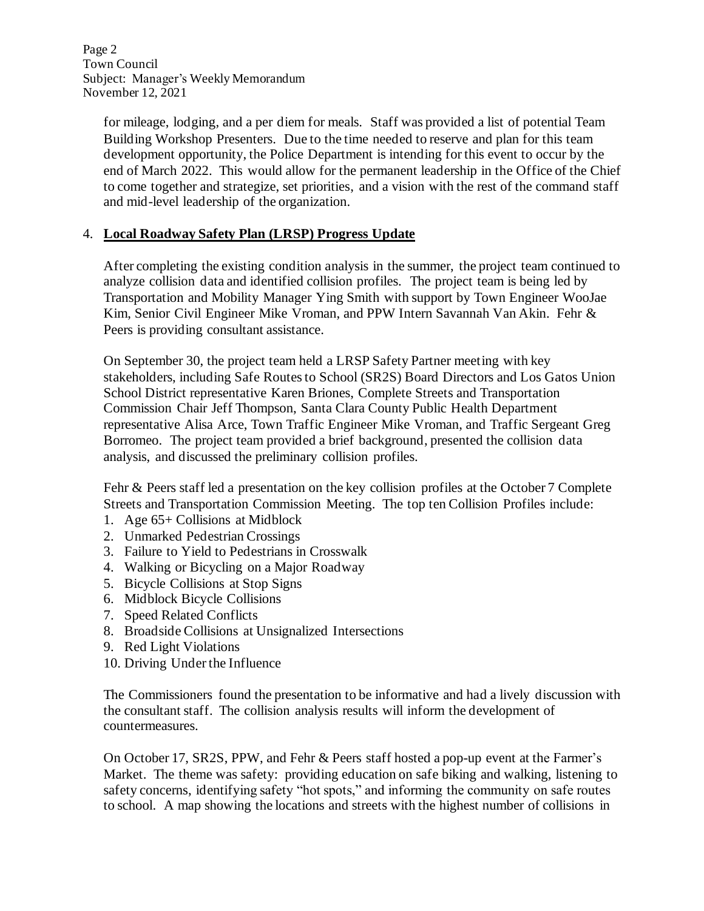for mileage, lodging, and a per diem for meals. Staff was provided a list of potential Team Building Workshop Presenters. Due to the time needed to reserve and plan for this team development opportunity, the Police Department is intending for this event to occur by the end of March 2022. This would allow for the permanent leadership in the Office of the Chief to come together and strategize, set priorities, and a vision with the rest of the command staff and mid-level leadership of the organization.

4. **Local Roadway Safety Plan (LRSP) Progress Update**

After completing the existing condition analysis in the summer, the project team continued to analyze collision data and identified collision profiles. The project team is being led by Transportation and Mobility Manager Ying Smith with support by Town Engineer WooJae Kim, Senior Civil Engineer Mike Vroman, and PPW Intern Savannah Van Akin. Fehr & Peers is providing consultant assistance.

On September 30, the project team held a LRSP Safety Partner meeting with key stakeholders, including Safe Routes to School (SR2S) Board Directors and Los Gatos Union School District representative Karen Briones, Complete Streets and Transportation Commission Chair Jeff Thompson, Santa Clara County Public Health Department representative Alisa Arce, Town Traffic Engineer Mike Vroman, and Traffic Sergeant Greg Borromeo. The project team provided a brief background, presented the collision data analysis, and discussed the preliminary collision profiles.

Fehr & Peers staff led a presentation on the key collision profiles at the October 7 Complete Streets and Transportation Commission Meeting. The top ten Collision Profiles include:

1. Age 65+ Collisions at Midblock
2. Unmarked Pedestrian Crossings
3. Failure to Yield to Pedestrians in Crosswalk
4. Walking or Bicycling on a Major Roadway
5. Bicycle Collisions at Stop Signs
6. Midblock Bicycle Collisions
7. Speed Related Conflicts
8. Broadside Collisions at Unsignalized Intersections
9. Red Light Violations
10. Driving Under the Influence

The Commissioners found the presentation to be informative and had a lively discussion with the consultant staff. The collision analysis results will inform the development of countermeasures.

On October 17, SR2S, PPW, and Fehr & Peers staff hosted a pop-up event at the Farmer's Market. The theme was safety: providing education on safe biking and walking, listening to safety concerns, identifying safety "hot spots," and informing the community on safe routes to school. A map showing the locations and streets with the highest number of collisions in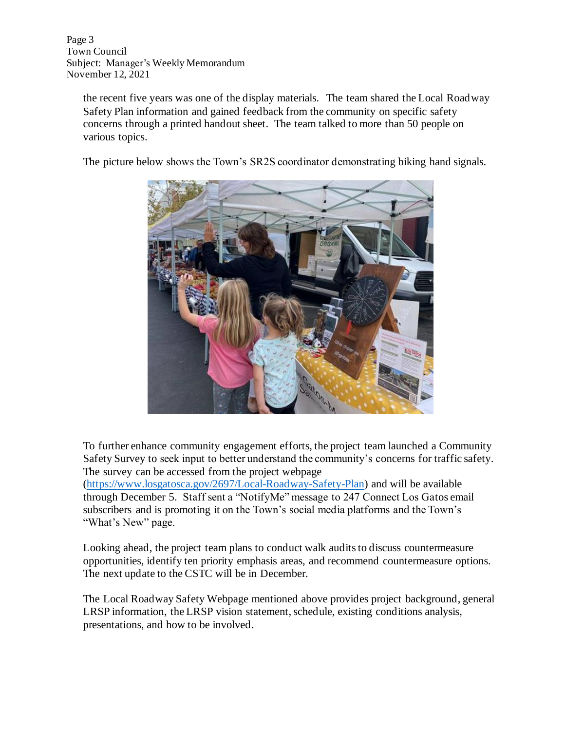the recent five years was one of the display materials. The team shared the Local Roadway Safety Plan information and gained feedback from the community on specific safety concerns through a printed handout sheet. The team talked to more than 50 people on various topics.

The picture below shows the Town's SR2S coordinator demonstrating biking hand signals.

To further enhance community engagement efforts, the project team launched a Community Safety Survey to seek input to better understand the community's concerns for traffic safety. The survey can be accessed from the project webpage (https://www.losgatosca.gov/2697/Local-Roadway-Safety-Plan) and will be available through December 5. Staff sent a "NotifyMe" message to 247 Connect Los Gatos email subscribers and is promoting it on the Town's social media platforms and the Town's "What's New" page.

Looking ahead, the project team plans to conduct walk audits to discuss countermeasure opportunities, identify ten priority emphasis areas, and recommend countermeasure options. The next update to the CSTC will be in December.

The Local Roadway Safety Webpage mentioned above provides project background, general LRSP information, the LRSP vision statement, schedule, existing conditions analysis, presentations, and how to be involved.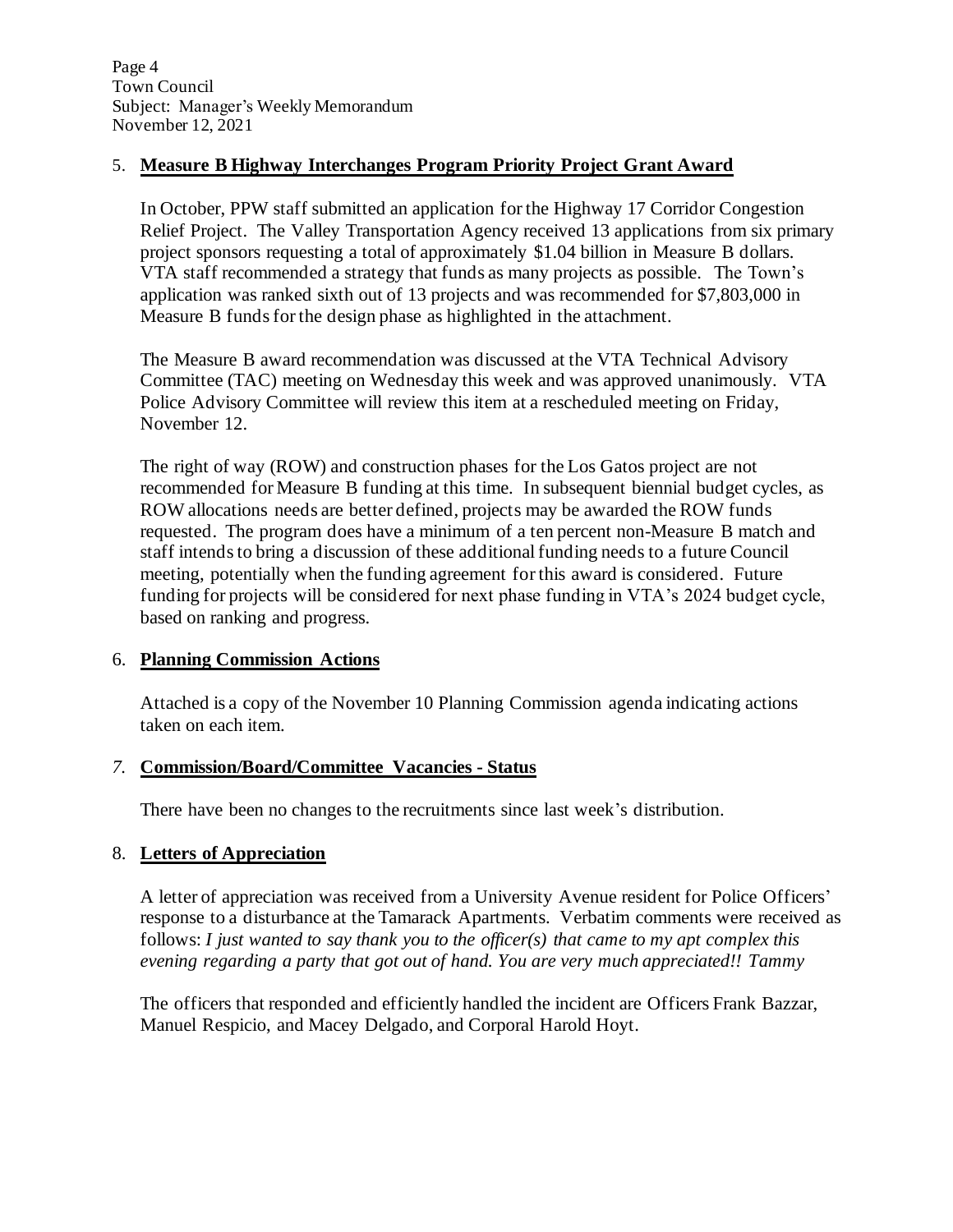## 5. **Measure B Highway Interchanges Program Priority Project Grant Award**

In October, PPW staff submitted an application for the Highway 17 Corridor Congestion Relief Project. The Valley Transportation Agency received 13 applications from six primary project sponsors requesting a total of approximately $1.04 billion in Measure B dollars. VTA staff recommended a strategy that funds as many projects as possible. The Town's application was ranked sixth out of 13 projects and was recommended for $7,803,000 in Measure B funds for the design phase as highlighted in the attachment.

The Measure B award recommendation was discussed at the VTA Technical Advisory Committee (TAC) meeting on Wednesday this week and was approved unanimously. VTA Police Advisory Committee will review this item at a rescheduled meeting on Friday, November 12.

The right of way (ROW) and construction phases for the Los Gatos project are not recommended for Measure B funding at this time. In subsequent biennial budget cycles, as ROW allocations needs are better defined, projects may be awarded the ROW funds requested. The program does have a minimum of a ten percent non-Measure B match and staff intends to bring a discussion of these additional funding needs to a future Council meeting, potentially when the funding agreement for this award is considered. Future funding for projects will be considered for next phase funding in VTA's 2024 budget cycle, based on ranking and progress.

## 6. **Planning Commission Actions**

Attached is a copy of the November 10 Planning Commission agenda indicating actions taken on each item.

## 7. **Commission/Board/Committee Vacancies - Status**

There have been no changes to the recruitments since last week's distribution.

## 8. **Letters of Appreciation**

A letter of appreciation was received from a University Avenue resident for Police Officers' response to a disturbance at the Tamarack Apartments. Verbatim comments were received as follows: *I just wanted to say thank you to the officer(s) that came to my apt complex this evening regarding a party that got out of hand. You are very much appreciated!! Tammy*

The officers that responded and efficiently handled the incident are Officers Frank Bazzar, Manuel Respicio, and Macey Delgado, and Corporal Harold Hoyt.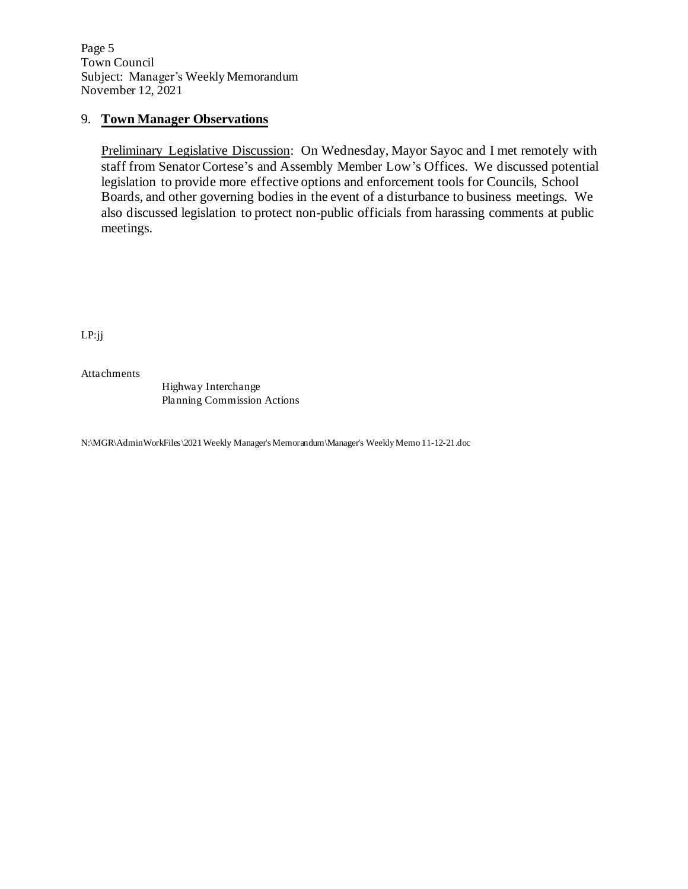## 9. **Town Manager Observations**

Preliminary Legislative Discussion: On Wednesday, Mayor Sayoc and I met remotely with staff from Senator Cortese's and Assembly Member Low's Offices. We discussed potential legislation to provide more effective options and enforcement tools for Councils, School Boards, and other governing bodies in the event of a disturbance to business meetings. We also discussed legislation to protect non-public officials from harassing comments at public meetings.

LP:jj

Attachments

- Highway Interchange
- Planning Commission Actions

N:\MGR\AdminWorkFiles\2021 Weekly Manager's Memorandum\Manager's Weekly Memo 11-12-21.doc